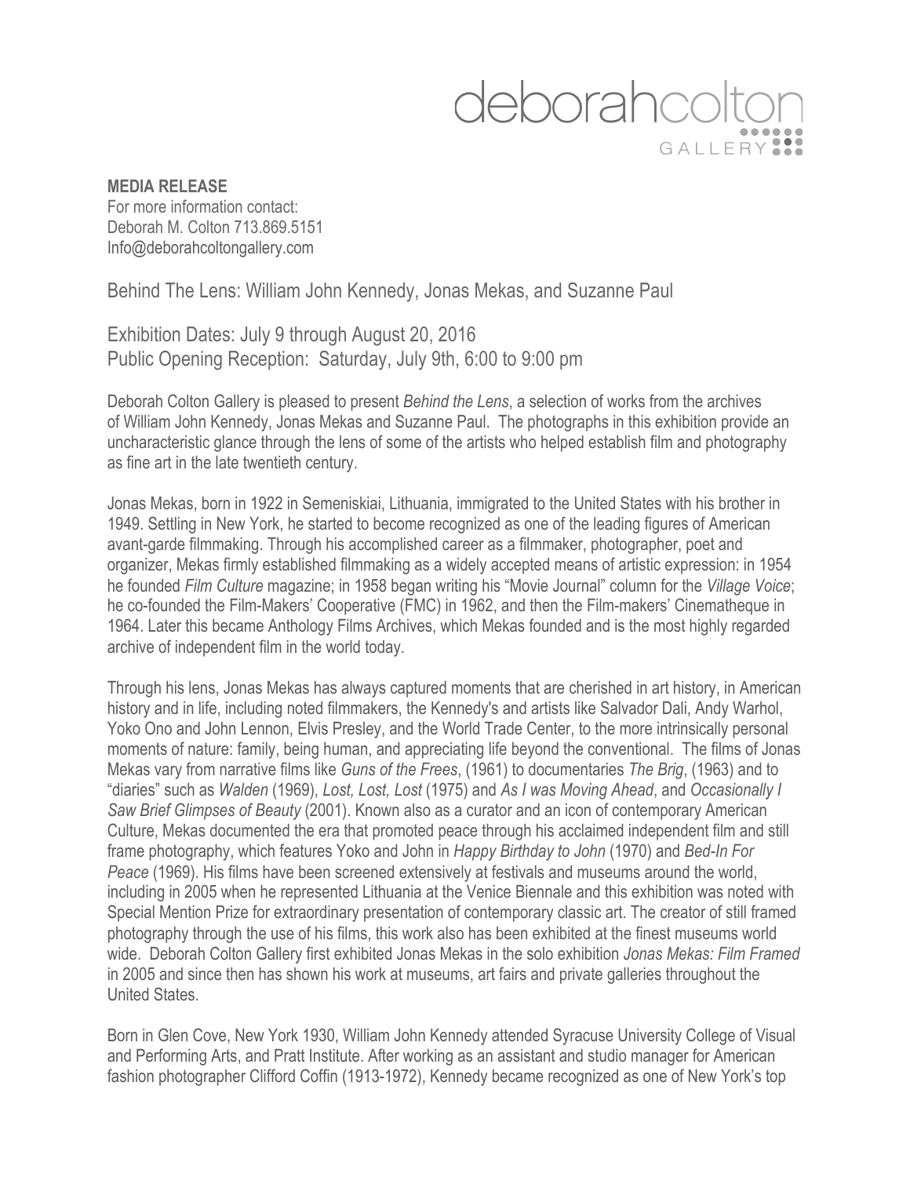deborahcolton GALLERY

**MEDIA RELEASE**
For more information contact:
Deborah M. Colton 713.869.5151
Info@deborahcoltongallery.com

## Behind The Lens: William John Kennedy, Jonas Mekas, and Suzanne Paul

Exhibition Dates: July 9 through August 20, 2016
Public Opening Reception: Saturday, July 9th, 6:00 to 9:00 pm

Deborah Colton Gallery is pleased to present *Behind the Lens*, a selection of works from the archives of William John Kennedy, Jonas Mekas and Suzanne Paul. The photographs in this exhibition provide an uncharacteristic glance through the lens of some of the artists who helped establish film and photography as fine art in the late twentieth century.

Jonas Mekas, born in 1922 in Semeniskiai, Lithuania, immigrated to the United States with his brother in 1949. Settling in New York, he started to become recognized as one of the leading figures of American avant-garde filmmaking. Through his accomplished career as a filmmaker, photographer, poet and organizer, Mekas firmly established filmmaking as a widely accepted means of artistic expression: in 1954 he founded *Film Culture* magazine; in 1958 began writing his "Movie Journal" column for the *Village Voice*; he co-founded the Film-Makers' Cooperative (FMC) in 1962, and then the Film-makers' Cinematheque in 1964. Later this became Anthology Films Archives, which Mekas founded and is the most highly regarded archive of independent film in the world today.

Through his lens, Jonas Mekas has always captured moments that are cherished in art history, in American history and in life, including noted filmmakers, the Kennedy's and artists like Salvador Dali, Andy Warhol, Yoko Ono and John Lennon, Elvis Presley, and the World Trade Center, to the more intrinsically personal moments of nature: family, being human, and appreciating life beyond the conventional. The films of Jonas Mekas vary from narrative films like *Guns of the Frees*, (1961) to documentaries *The Brig*, (1963) and to "diaries" such as *Walden* (1969), *Lost, Lost, Lost* (1975) and *As I was Moving Ahead*, and *Occasionally I Saw Brief Glimpses of Beauty* (2001). Known also as a curator and an icon of contemporary American Culture, Mekas documented the era that promoted peace through his acclaimed independent film and still frame photography, which features Yoko and John in *Happy Birthday to John* (1970) and *Bed-In For Peace* (1969). His films have been screened extensively at festivals and museums around the world, including in 2005 when he represented Lithuania at the Venice Biennale and this exhibition was noted with Special Mention Prize for extraordinary presentation of contemporary classic art. The creator of still framed photography through the use of his films, this work also has been exhibited at the finest museums world wide. Deborah Colton Gallery first exhibited Jonas Mekas in the solo exhibition *Jonas Mekas: Film Framed* in 2005 and since then has shown his work at museums, art fairs and private galleries throughout the United States.

Born in Glen Cove, New York 1930, William John Kennedy attended Syracuse University College of Visual and Performing Arts, and Pratt Institute. After working as an assistant and studio manager for American fashion photographer Clifford Coffin (1913-1972), Kennedy became recognized as one of New York's top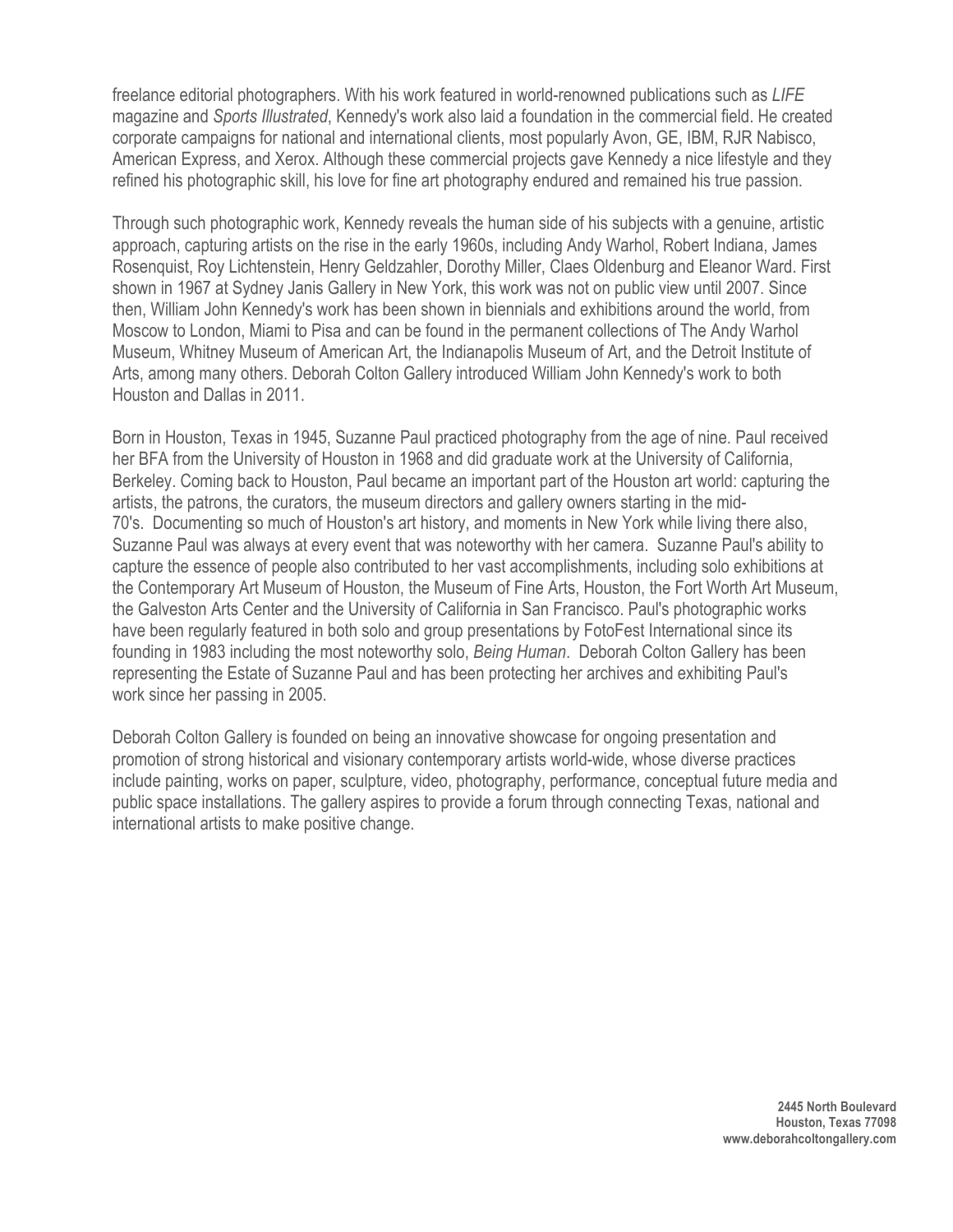freelance editorial photographers. With his work featured in world-renowned publications such as *LIFE* magazine and *Sports Illustrated*, Kennedy's work also laid a foundation in the commercial field. He created corporate campaigns for national and international clients, most popularly Avon, GE, IBM, RJR Nabisco, American Express, and Xerox. Although these commercial projects gave Kennedy a nice lifestyle and they refined his photographic skill, his love for fine art photography endured and remained his true passion.

Through such photographic work, Kennedy reveals the human side of his subjects with a genuine, artistic approach, capturing artists on the rise in the early 1960s, including Andy Warhol, Robert Indiana, James Rosenquist, Roy Lichtenstein, Henry Geldzahler, Dorothy Miller, Claes Oldenburg and Eleanor Ward. First shown in 1967 at Sydney Janis Gallery in New York, this work was not on public view until 2007. Since then, William John Kennedy's work has been shown in biennials and exhibitions around the world, from Moscow to London, Miami to Pisa and can be found in the permanent collections of The Andy Warhol Museum, Whitney Museum of American Art, the Indianapolis Museum of Art, and the Detroit Institute of Arts, among many others. Deborah Colton Gallery introduced William John Kennedy's work to both Houston and Dallas in 2011.

Born in Houston, Texas in 1945, Suzanne Paul practiced photography from the age of nine. Paul received her BFA from the University of Houston in 1968 and did graduate work at the University of California, Berkeley. Coming back to Houston, Paul became an important part of the Houston art world: capturing the artists, the patrons, the curators, the museum directors and gallery owners starting in the mid-70's. Documenting so much of Houston's art history, and moments in New York while living there also, Suzanne Paul was always at every event that was noteworthy with her camera. Suzanne Paul's ability to capture the essence of people also contributed to her vast accomplishments, including solo exhibitions at the Contemporary Art Museum of Houston, the Museum of Fine Arts, Houston, the Fort Worth Art Museum, the Galveston Arts Center and the University of California in San Francisco. Paul's photographic works have been regularly featured in both solo and group presentations by FotoFest International since its founding in 1983 including the most noteworthy solo, *Being Human*. Deborah Colton Gallery has been representing the Estate of Suzanne Paul and has been protecting her archives and exhibiting Paul's work since her passing in 2005.

Deborah Colton Gallery is founded on being an innovative showcase for ongoing presentation and promotion of strong historical and visionary contemporary artists world-wide, whose diverse practices include painting, works on paper, sculpture, video, photography, performance, conceptual future media and public space installations. The gallery aspires to provide a forum through connecting Texas, national and international artists to make positive change.

**2445 North Boulevard**
**Houston, Texas 77098**
**www.deborahcoltongallery.com**